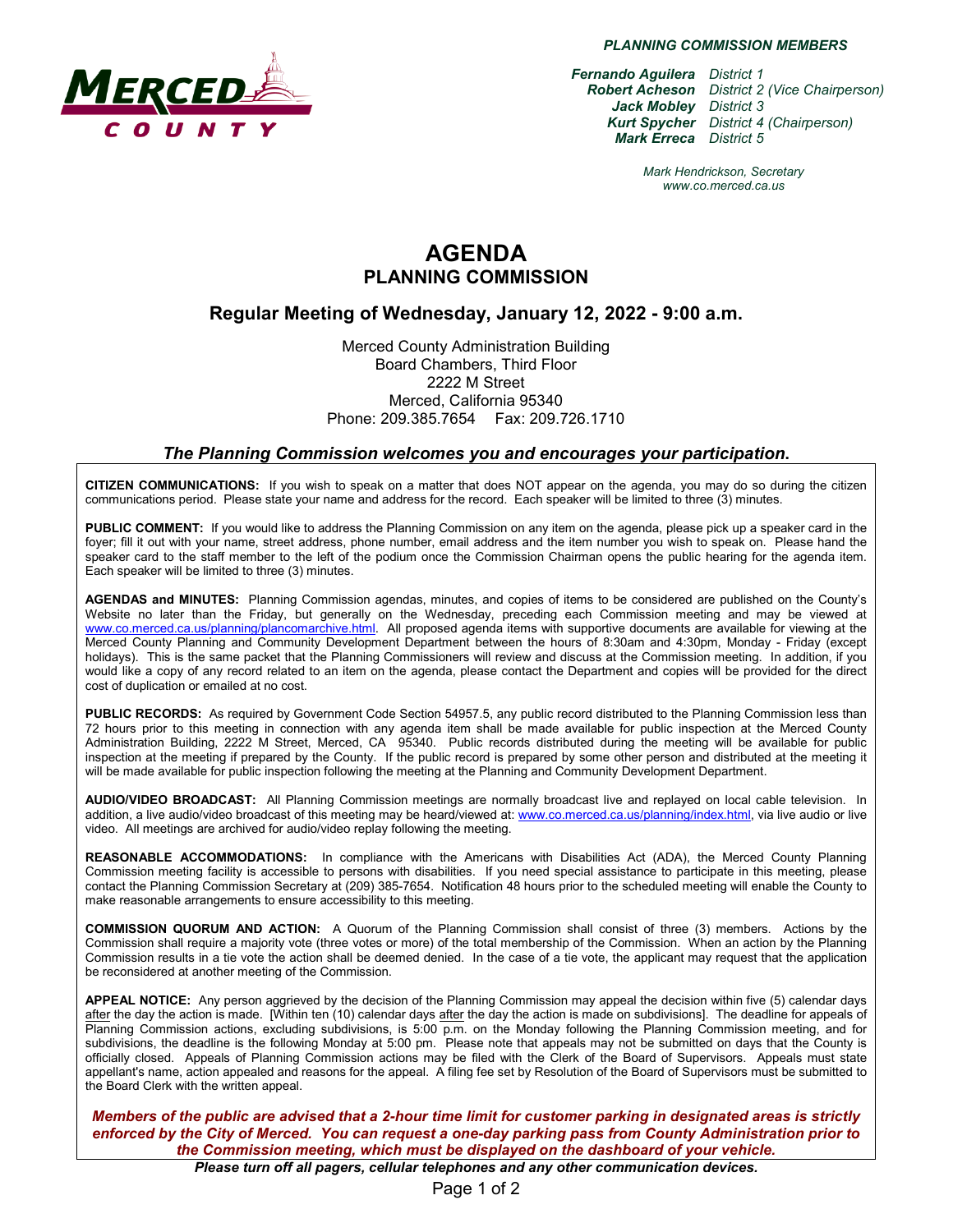***PLANNING COMMISSION MEMBERS***

***Fernando Aguilera*** *District 1*
***Robert Acheson*** *District 2 (Vice Chairperson)*
***Jack Mobley*** *District 3*
***Kurt Spycher*** *District 4 (Chairperson)*
***Mark Erreca*** *District 5*

*Mark Hendrickson, Secretary*
*www.co.merced.ca.us*

# AGENDA
## PLANNING COMMISSION

### Regular Meeting of Wednesday, January 12, 2022 - 9:00 a.m.

Merced County Administration Building
Board Chambers, Third Floor
2222 M Street
Merced, California 95340
Phone: 209.385.7654 Fax: 209.726.1710

### *The Planning Commission welcomes you and encourages your participation.*

**CITIZEN COMMUNICATIONS:** If you wish to speak on a matter that does NOT appear on the agenda, you may do so during the citizen communications period. Please state your name and address for the record. Each speaker will be limited to three (3) minutes.

**PUBLIC COMMENT:** If you would like to address the Planning Commission on any item on the agenda, please pick up a speaker card in the foyer; fill it out with your name, street address, phone number, email address and the item number you wish to speak on. Please hand the speaker card to the staff member to the left of the podium once the Commission Chairman opens the public hearing for the agenda item. Each speaker will be limited to three (3) minutes.

**AGENDAS and MINUTES:** Planning Commission agendas, minutes, and copies of items to be considered are published on the County's Website no later than the Friday, but generally on the Wednesday, preceding each Commission meeting and may be viewed at www.co.merced.ca.us/planning/plancomarchive.html. All proposed agenda items with supportive documents are available for viewing at the Merced County Planning and Community Development Department between the hours of 8:30am and 4:30pm, Monday - Friday (except holidays). This is the same packet that the Planning Commissioners will review and discuss at the Commission meeting. In addition, if you would like a copy of any record related to an item on the agenda, please contact the Department and copies will be provided for the direct cost of duplication or emailed at no cost.

**PUBLIC RECORDS:** As required by Government Code Section 54957.5, any public record distributed to the Planning Commission less than 72 hours prior to this meeting in connection with any agenda item shall be made available for public inspection at the Merced County Administration Building, 2222 M Street, Merced, CA 95340. Public records distributed during the meeting will be available for public inspection at the meeting if prepared by the County. If the public record is prepared by some other person and distributed at the meeting it will be made available for public inspection following the meeting at the Planning and Community Development Department.

**AUDIO/VIDEO BROADCAST:** All Planning Commission meetings are normally broadcast live and replayed on local cable television. In addition, a live audio/video broadcast of this meeting may be heard/viewed at: www.co.merced.ca.us/planning/index.html, via live audio or live video. All meetings are archived for audio/video replay following the meeting.

**REASONABLE ACCOMMODATIONS:** In compliance with the Americans with Disabilities Act (ADA), the Merced County Planning Commission meeting facility is accessible to persons with disabilities. If you need special assistance to participate in this meeting, please contact the Planning Commission Secretary at (209) 385-7654. Notification 48 hours prior to the scheduled meeting will enable the County to make reasonable arrangements to ensure accessibility to this meeting.

**COMMISSION QUORUM AND ACTION:** A Quorum of the Planning Commission shall consist of three (3) members. Actions by the Commission shall require a majority vote (three votes or more) of the total membership of the Commission. When an action by the Planning Commission results in a tie vote the action shall be deemed denied. In the case of a tie vote, the applicant may request that the application be reconsidered at another meeting of the Commission.

**APPEAL NOTICE:** Any person aggrieved by the decision of the Planning Commission may appeal the decision within five (5) calendar days after the day the action is made. [Within ten (10) calendar days after the day the action is made on subdivisions]. The deadline for appeals of Planning Commission actions, excluding subdivisions, is 5:00 p.m. on the Monday following the Planning Commission meeting, and for subdivisions, the deadline is the following Monday at 5:00 pm. Please note that appeals may not be submitted on days that the County is officially closed. Appeals of Planning Commission actions may be filed with the Clerk of the Board of Supervisors. Appeals must state appellant's name, action appealed and reasons for the appeal. A filing fee set by Resolution of the Board of Supervisors must be submitted to the Board Clerk with the written appeal.

***Members of the public are advised that a 2-hour time limit for customer parking in designated areas is strictly enforced by the City of Merced. You can request a one-day parking pass from County Administration prior to the Commission meeting, which must be displayed on the dashboard of your vehicle.***

***Please turn off all pagers, cellular telephones and any other communication devices.***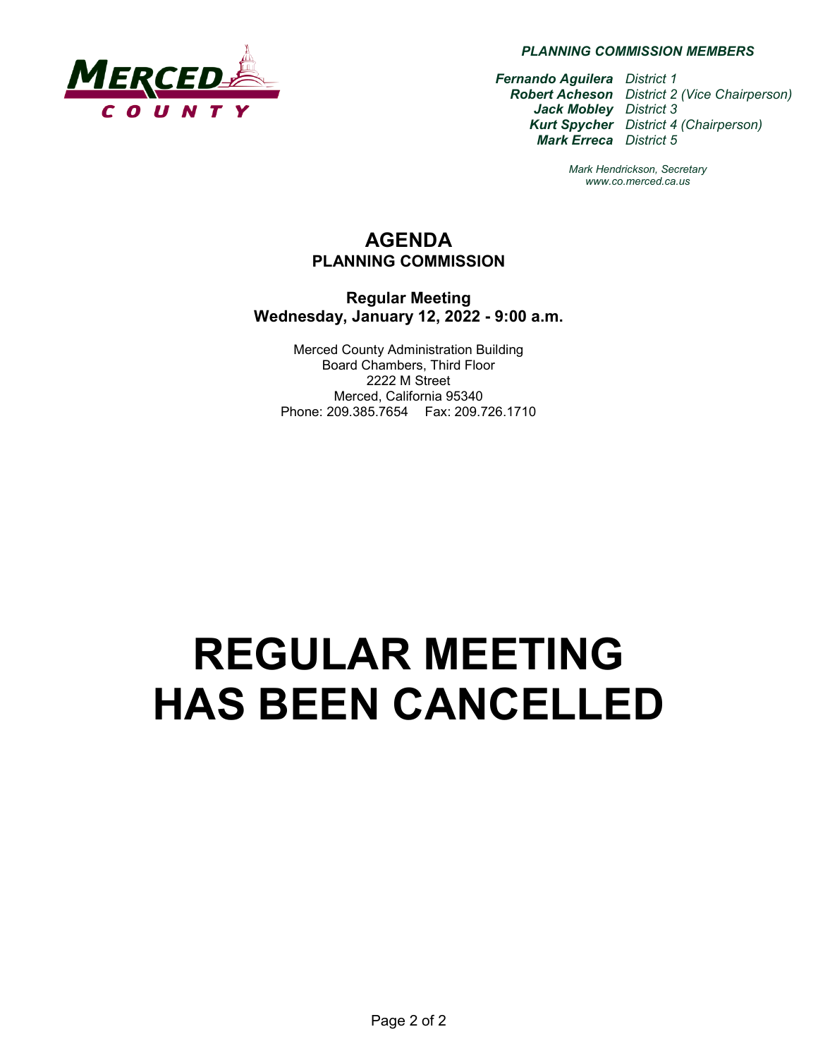MERCED COUNTY

***PLANNING COMMISSION MEMBERS***

| | |
|---|---|
| ***Fernando Aguilera*** | *District 1* |
| ***Robert Acheson*** | *District 2 (Vice Chairperson)* |
| ***Jack Mobley*** | *District 3* |
| ***Kurt Spycher*** | *District 4 (Chairperson)* |
| ***Mark Erreca*** | *District 5* |

*Mark Hendrickson, Secretary*
*www.co.merced.ca.us*

# AGENDA
## PLANNING COMMISSION

**Regular Meeting**
**Wednesday, January 12, 2022 - 9:00 a.m.**

Merced County Administration Building
Board Chambers, Third Floor
2222 M Street
Merced, California 95340
Phone: 209.385.7654 Fax: 209.726.1710

# REGULAR MEETING HAS BEEN CANCELLED